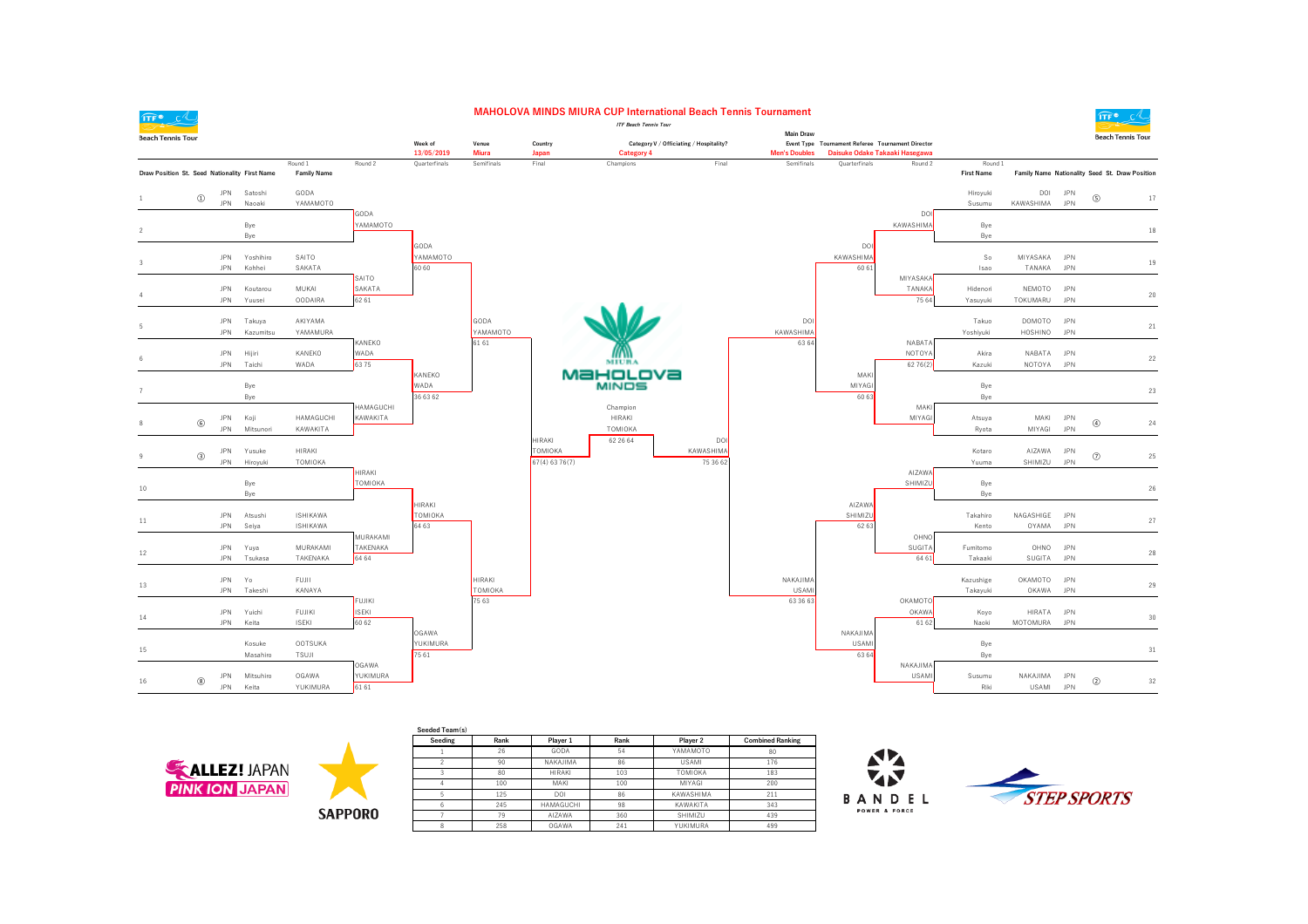# MAHOLOVA MINDS MIURA CUP International Beach Tennis Tournament

*ITF Beach Tennis Tour*

| Week of | Venue | Country | Category V / Officiating / Hospitality? | Main Draw Event Type | Tournament Referee | Tournament Director |
|---|---|---|---|---|---|---|
| 13/05/2019 | Miura | Japan | Category 4 | Men's Doubles | Daisuke Odake | Takaaki Hasegawa |

## Main Draw – Top Half

| Draw Position | St. | Seed | Nationality | First Name | Family Name | Round 2 | Quarterfinals | Semifinals | Final |
|---|---|---|---|---|---|---|---|---|---|
| 1 | | ① | JPN / JPN | Satoshi / Naoaki | GODA / YAMAMOTO | GODA / YAMAMOTO | GODA / YAMAMOTO | GODA / YAMAMOTO 61 61 | HIRAKI / TOMIOKA 67(4) 63 76(7) |
| 2 | | | | Bye / Bye | | | | | |
| 3 | | | JPN / JPN | Yoshihiro / Kohhei | SAITO / SAKATA | SAITO / SAKATA 62 61 | 60 60 | | |
| 4 | | | JPN / JPN | Koutarou / Yuusei | MUKAI / OODAIRA | | | | |
| 5 | | | JPN / JPN | Takuya / Kazumitsu | AKIYAMA / YAMAMURA | KANEKO / WADA 63 75 | KANEKO / WADA 36 63 62 | | |
| 6 | | | JPN / JPN | Hijiri / Taichi | KANEKO / WADA | | | | |
| 7 | | | | Bye / Bye | | HAMAGUCHI / KAWAKITA | | | |
| 8 | | ⑥ | JPN / JPN | Koji / Mitsunori | HAMAGUCHI / KAWAKITA | | | | |
| 9 | | ③ | JPN / JPN | Yusuke / Hiroyuki | HIRAKI / TOMIOKA | HIRAKI / TOMIOKA | HIRAKI / TOMIOKA 64 63 | HIRAKI / TOMIOKA 75 63 | |
| 10 | | | | Bye / Bye | | | | | |
| 11 | | | JPN / JPN | Atsushi / Seiya | ISHIKAWA / ISHIKAWA | MURAKAMI / TAKENAKA 64 64 | | | |
| 12 | | | JPN / JPN | Yuya / Tsukasa | MURAKAMI / TAKENAKA | | | | |
| 13 | | | JPN / JPN | Yo / Takeshi | FUJII / KANAYA | FUJIKI / ISEKI 60 62 | OGAWA / YUKIMURA 75 61 | | |
| 14 | | | JPN / JPN | Yuichi / Keita | FUJIKI / ISEKI | | | | |
| 15 | | | | Kosuke / Masahiro | OOTSUKA / TSUJI | OGAWA / YUKIMURA 61 61 | | | |
| 16 | | ⑧ | JPN / JPN | Mitsuhiro / Keita | OGAWA / YUKIMURA | | | | |

## Main Draw – Bottom Half

| Final | Semifinals | Quarterfinals | Round 2 | First Name | Family Name | Nationality | Seed | St. | Draw Position |
|---|---|---|---|---|---|---|---|---|---|
| DOI / KAWASHIMA 75 36 62 | DOI / KAWASHIMA 63 64 | DOI / KAWASHIMA 60 61 | DOI / KAWASHIMA | Hiroyuki / Susumu | DOI / KAWASHIMA | JPN / JPN | ⑤ | | 17 |
| | | | | Bye / Bye | | | | | 18 |
| | | | MIYASAKA / TANAKA 75 64 | So / Isao | MIYASAKA / TANAKA | JPN / JPN | | | 19 |
| | | | | Hidenori / Yasuyuki | NEMOTO / TOKUMARU | JPN / JPN | | | 20 |
| | | MAKI / MIYAGI 60 63 | NABATA / NOTOYA 62 76(2) | Takuo / Yoshiyuki | DOMOTO / HOSHINO | JPN / JPN | | | 21 |
| | | | | Akira / Kazuki | NABATA / NOTOYA | JPN / JPN | | | 22 |
| | | | MAKI / MIYAGI | Bye / Bye | | | | | 23 |
| | | | | Atsuya / Ryota | MAKI / MIYAGI | JPN / JPN | ④ | | 24 |
| | NAKAJIMA / USAMI 63 36 63 | AIZAWA / SHIMIZU 62 63 | AIZAWA / SHIMIZU | Kotaro / Yuuma | AIZAWA / SHIMIZU | JPN / JPN | ⑦ | | 25 |
| | | | | Bye / Bye | | | | | 26 |
| | | | OHNO / SUGITA 64 61 | Takahiro / Kento | NAGASHIGE / OYAMA | JPN / JPN | | | 27 |
| | | | | Fumitomo / Takaaki | OHNO / SUGITA | JPN / JPN | | | 28 |
| | | NAKAJIMA / USAMI 63 64 | OKAMOTO / OKAWA 61 62 | Kazushige / Takayuki | OKAMOTO / OKAWA | JPN / JPN | | | 29 |
| | | | | Koyo / Naoki | HIRATA / MOTOMURA | JPN / JPN | | | 30 |
| | | | NAKAJIMA / USAMI | Bye / Bye | | | | | 31 |
| | | | | Susumu / Riki | NAKAJIMA / USAMI | JPN / JPN | ② | | 32 |

## Champion

HIRAKI / TOMIOKA 62 26 64

## Seeded Team(s)

| Seeding | Rank | Player 1 | Rank | Player 2 | Combined Ranking |
|---|---|---|---|---|---|
| 1 | 26 | GODA | 54 | YAMAMOTO | 80 |
| 2 | 90 | NAKAJIMA | 86 | USAMI | 176 |
| 3 | 80 | HIRAKI | 103 | TOMIOKA | 183 |
| 4 | 100 | MAKI | 100 | MIYAGI | 200 |
| 5 | 125 | DOI | 86 | KAWASHIMA | 211 |
| 6 | 245 | HAMAGUCHI | 98 | KAWAKITA | 343 |
| 7 | 79 | AIZAWA | 360 | SHIMIZU | 439 |
| 8 | 258 | OGAWA | 241 | YUKIMURA | 499 |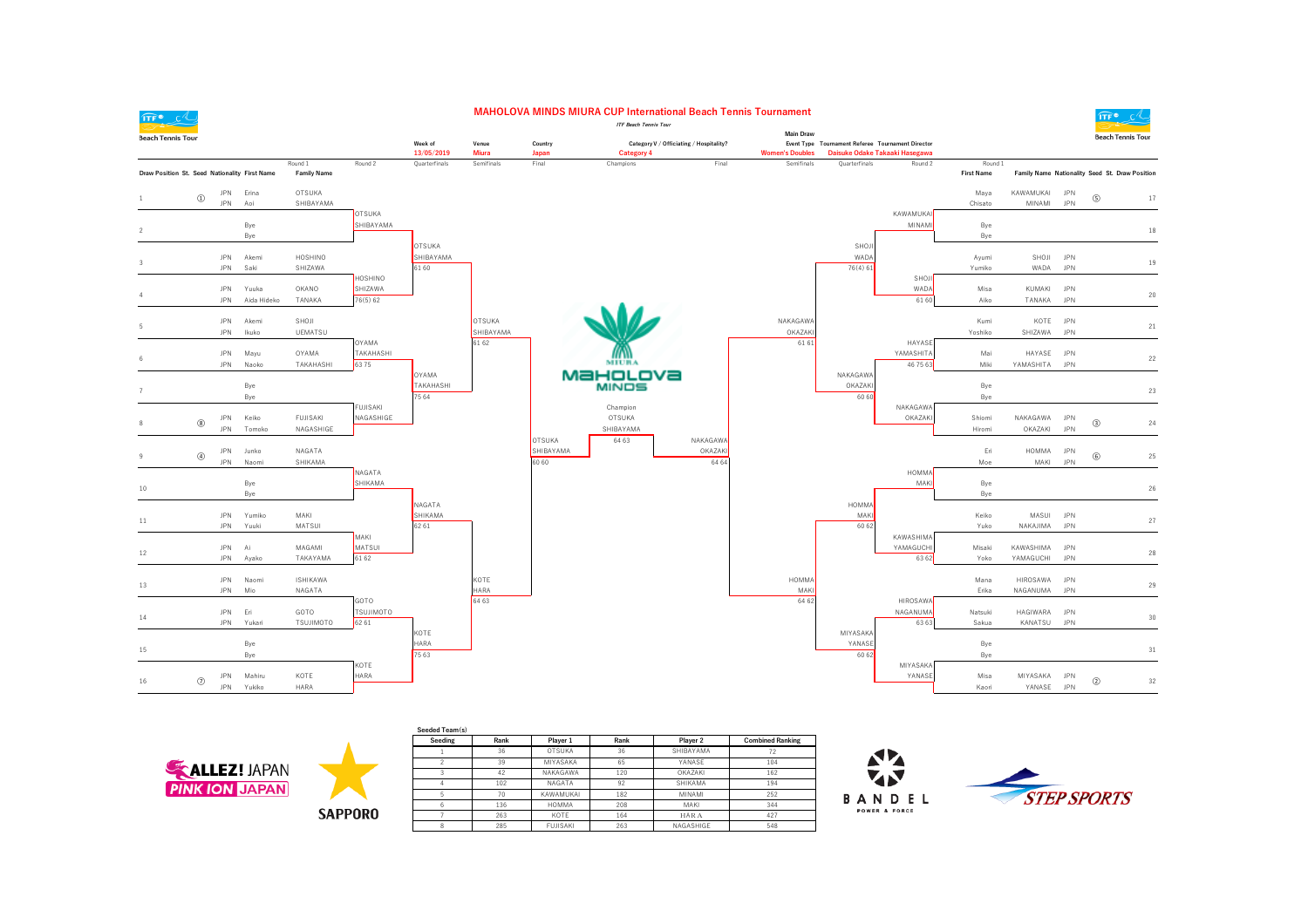# MAHOLOVA MINDS MIURA CUP International Beach Tennis Tournament

*ITF Beach Tennis Tour*

| Week of | Venue | Country | Category V / Officiating / Hospitality? | Main Draw Event Type | Tournament Referee | Tournament Director |
|---|---|---|---|---|---|---|
| 13/05/2019 | Miura | Japan | Category 4 | Women's Doubles | Daisuke Odake | Takaaki Hasegawa |

## Top Half

| Draw Position | St. | Seed | Nationality | First Name | Family Name | Round 2 | Quarterfinals | Semifinals | Final |
|---|---|---|---|---|---|---|---|---|---|
| 1 | | ① | JPN / JPN | Erina / Aoi | OTSUKA / SHIBAYAMA | OTSUKA / SHIBAYAMA | OTSUKA / SHIBAYAMA 61 60 | OTSUKA / SHIBAYAMA 61 62 | OTSUKA / SHIBAYAMA 60 60 |
| 2 | | | | Bye / Bye | | | | | |
| 3 | | | JPN / JPN | Akemi / Saki | HOSHINO / SHIZAWA | HOSHINO / SHIZAWA 76(5) 62 | | | |
| 4 | | | JPN / JPN | Yuuka / Aida Hideko | OKANO / TANAKA | | | | |
| 5 | | | JPN / JPN | Akemi / Ikuko | SHOJI / UEMATSU | OYAMA / TAKAHASHI 63 75 | OYAMA / TAKAHASHI 75 64 | | |
| 6 | | | JPN / JPN | Mayu / Naoko | OYAMA / TAKAHASHI | | | | |
| 7 | | | | Bye / Bye | | FUJISAKI / NAGASHIGE | | | |
| 8 | | ⑧ | JPN / JPN | Keiko / Tomoko | FUJISAKI / NAGASHIGE | | | | |
| 9 | | ④ | JPN / JPN | Junko / Naomi | NAGATA / SHIKAMA | NAGATA / SHIKAMA | NAGATA / SHIKAMA 62 61 | KOTE / HARA 64 63 | |
| 10 | | | | Bye / Bye | | | | | |
| 11 | | | JPN / JPN | Yumiko / Yuuki | MAKI / MATSUI | MAKI / MATSUI 61 62 | | | |
| 12 | | | JPN / JPN | Ai / Ayako | MAGAMI / TAKAYAMA | | | | |
| 13 | | | JPN / JPN | Naomi / Mio | ISHIKAWA / NAGATA | GOTO / TSUJIMOTO 62 61 | KOTE / HARA 75 63 | | |
| 14 | | | JPN / JPN | Eri / Yukari | GOTO / TSUJIMOTO | | | | |
| 15 | | | | Bye / Bye | | KOTE / HARA | | | |
| 16 | | ⑦ | JPN / JPN | Mahiru / Yukiko | KOTE / HARA | | | | |

## Bottom Half

| Draw Position | St. | Seed | Nationality | First Name | Family Name | Round 2 | Quarterfinals | Semifinals | Final |
|---|---|---|---|---|---|---|---|---|---|
| 17 | | ⑤ | JPN / JPN | Maya / Chisato | KAWAMUKAI / MINAMI | KAWAMUKAI / MINAMI | SHOJI / WADA 76(4) 61 | NAKAGAWA / OKAZAKI 61 61 | NAKAGAWA / OKAZAKI 64 64 |
| 18 | | | | Bye / Bye | | | | | |
| 19 | | | JPN / JPN | Ayumi / Yumiko | SHOJI / WADA | SHOJI / WADA 61 60 | | | |
| 20 | | | JPN / JPN | Misa / Aiko | KUMAKI / TANAKA | | | | |
| 21 | | | JPN / JPN | Kumi / Yoshiko | KOTE / SHIZAWA | HAYASE / YAMASHITA 46 75 63 | NAKAGAWA / OKAZAKI 60 60 | | |
| 22 | | | JPN / JPN | Mai / Miki | HAYASE / YAMASHITA | | | | |
| 23 | | | | Bye / Bye | | NAKAGAWA / OKAZAKI | | | |
| 24 | | ③ | JPN / JPN | Shiomi / Hiromi | NAKAGAWA / OKAZAKI | | | | |
| 25 | | ⑥ | JPN / JPN | Eri / Moe | HOMMA / MAKI | HOMMA / MAKI | HOMMA / MAKI 60 62 | HOMMA / MAKI 64 62 | |
| 26 | | | | Bye / Bye | | | | | |
| 27 | | | JPN / JPN | Keiko / Yuko | MASUI / NAKAJIMA | KAWASHIMA / YAMAGUCHI 63 62 | | | |
| 28 | | | JPN / JPN | Misaki / Yoko | KAWASHIMA / YAMAGUCHI | | | | |
| 29 | | | JPN / JPN | Mana / Erika | HIROSAWA / NAGANUMA | HIROSAWA / NAGANUMA 63 63 | MIYASAKA / YANASE 60 62 | | |
| 30 | | | JPN / JPN | Natsuki / Sakua | HAGIWARA / KANATSU | | | | |
| 31 | | | | Bye / Bye | | MIYASAKA / YANASE | | | |
| 32 | | ② | JPN / JPN | Misa / Kaori | MIYASAKA / YANASE | | | | |

**Champion:** OTSUKA / SHIBAYAMA 64 63

**Seeded Team(s)**

| Seeding | Rank | Player 1 | Rank | Player 2 | Combined Ranking |
|---|---|---|---|---|---|
| 1 | 36 | OTSUKA | 36 | SHIBAYAMA | 72 |
| 2 | 39 | MIYASAKA | 65 | YANASE | 104 |
| 3 | 42 | NAKAGAWA | 120 | OKAZAKI | 162 |
| 4 | 102 | NAGATA | 92 | SHIKAMA | 194 |
| 5 | 70 | KAWAMUKAI | 182 | MINAMI | 252 |
| 6 | 136 | HOMMA | 208 | MAKI | 344 |
| 7 | 263 | KOTE | 164 | HARA | 427 |
| 8 | 285 | FUJISAKI | 263 | NAGASHIGE | 548 |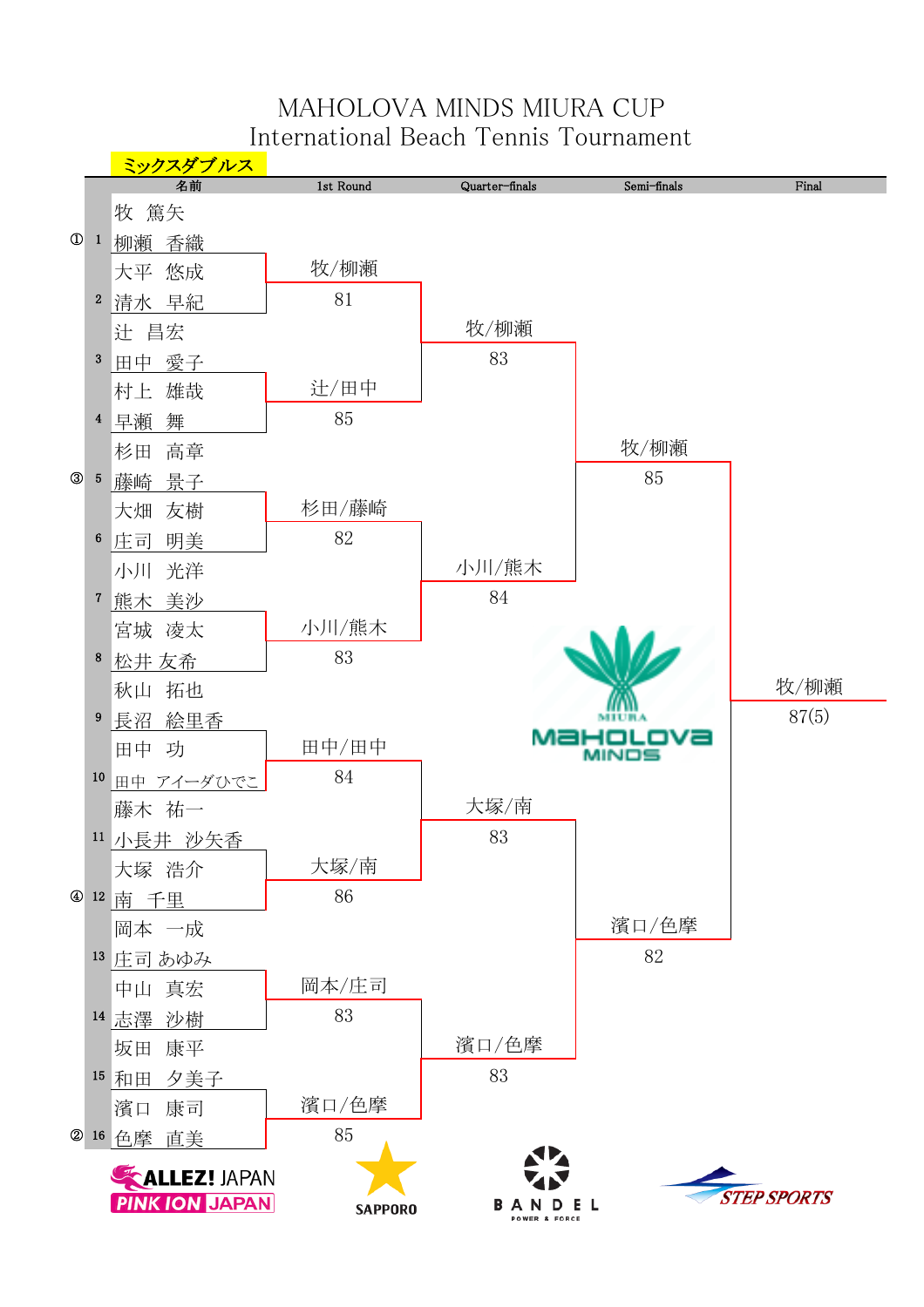# MAHOLOVA MINDS MIURA CUP
## International Beach Tennis Tournament

**ミックスダブルス**

| Seed | No. | 名前 | 1st Round | Quarter-finals | Semi-finals | Final |
|---|---|---|---|---|---|---|
| ① | 1 | 牧　篤矢 / 柳瀬　香織 | 牧/柳瀬 81 | 牧/柳瀬 83 | 牧/柳瀬 85 | 牧/柳瀬 87(5) |
| | 2 | 大平　悠成 / 清水　早紀 | | | | |
| | 3 | 辻　昌宏 / 田中　愛子 | 辻/田中 85 | | | |
| | 4 | 村上　雄哉 / 早瀬　舞 | | | | |
| ③ | 5 | 杉田　高章 / 藤崎　景子 | 杉田/藤崎 82 | 小川/熊木 84 | | |
| | 6 | 大畑　友樹 / 庄司　明美 | | | | |
| | 7 | 小川　光洋 / 熊木　美沙 | 小川/熊木 83 | | | |
| | 8 | 宮城　凌太 / 松井 友希 | | | | |
| | 9 | 秋山　拓也 / 長沼　絵里香 | 田中/田中 84 | 大塚/南 83 | 濱口/色摩 82 | |
| | 10 | 田中　功 / 田中　アイーダひでこ | | | | |
| | 11 | 藤木　祐一 / 小長井　沙矢香 | 大塚/南 86 | | | |
| ④ | 12 | 大塚　浩介 / 南　千里 | | | | |
| | 13 | 岡本　一成 / 庄司 あゆみ | 岡本/庄司 83 | 濱口/色摩 83 | | |
| | 14 | 中山　真宏 / 志澤　沙樹 | | | | |
| | 15 | 坂田　康平 / 和田　夕美子 | 濱口/色摩 85 | | | |
| ② | 16 | 濱口　康司 / 色摩　直美 | | | | |

MIURA MaHOLOVA MINDS

ALLEZ! JAPAN
PINK ION JAPAN
SAPPORO
BANDEL POWER & FORCE
STEP SPORTS